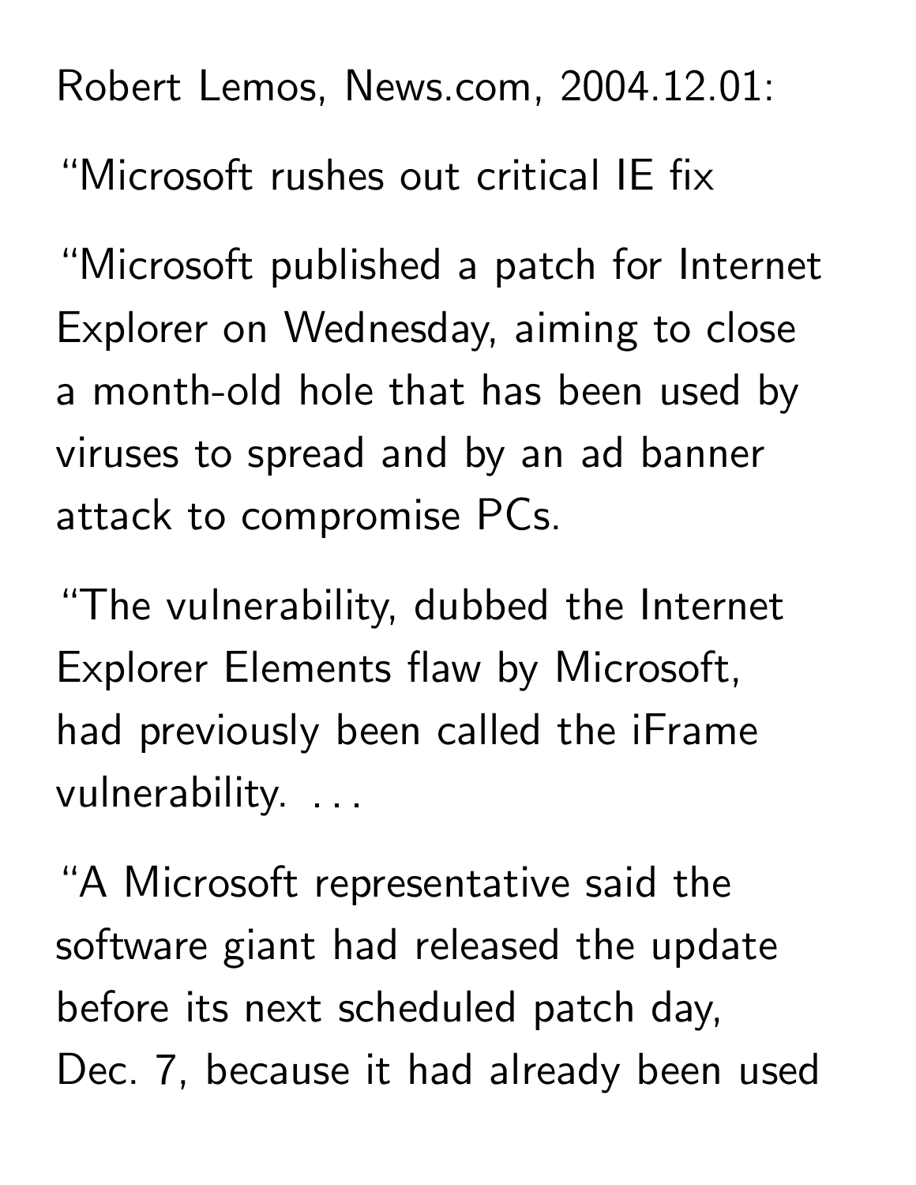Robert Lemos, News.com, 2004.12.01:

"Microsoft rushes out critical IE fix

"Microsoft published a patch for Internet Explorer on Wednesday, aiming to close a month-old hole that has been used by viruses to spread and by an ad banner attack to compromise PCs.

"The vulnerability, dubbed the Internet Explorer Elements flaw by Microsoft, had previously been called the iFrame vulnerability. . . .

"A Microsoft representative said the software giant had released the update before its next scheduled patch day, Dec. 7, because it had already been used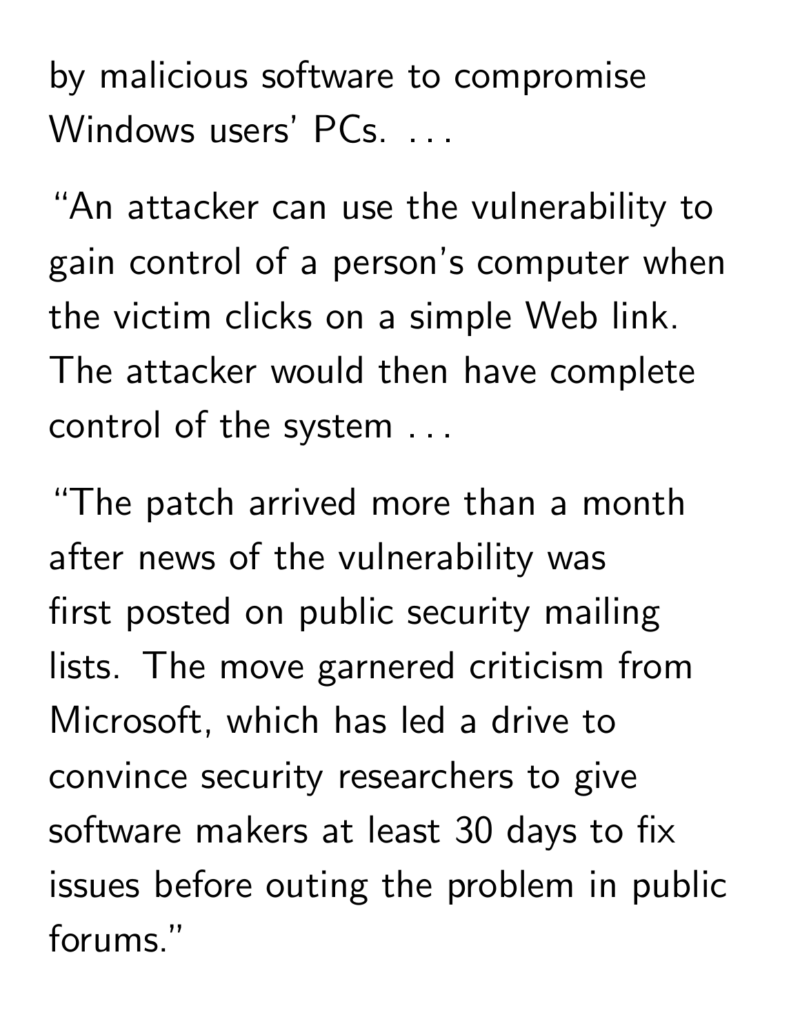by malicious software to compromise Windows users' PCs. . . .

"An attacker can use the vulnerability to gain control of a person's computer when the victim clicks on a simple Web link. The attacker would then have complete control of the system . . .

"The patch arrived more than a month after news of the vulnerability was first posted on public security mailing lists. The move garnered criticism from Microsoft, which has led a drive to convince security researchers to give software makers at least 30 days to fix issues before outing the problem in public forums."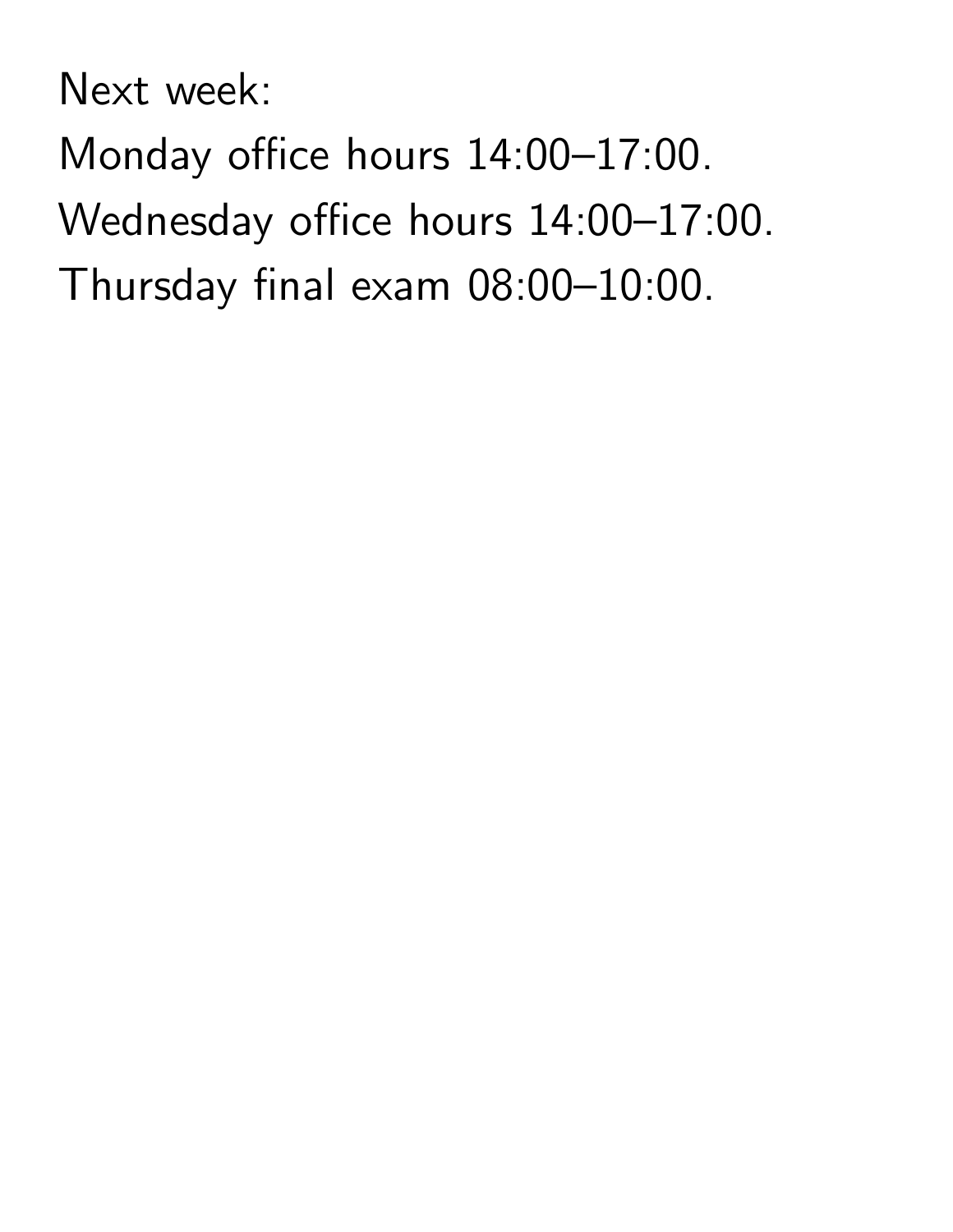Next week:

Monday office hours 14:00–17:00.

Wednesday office hours 14:00–17:00.

Thursday final exam 08:00–10:00.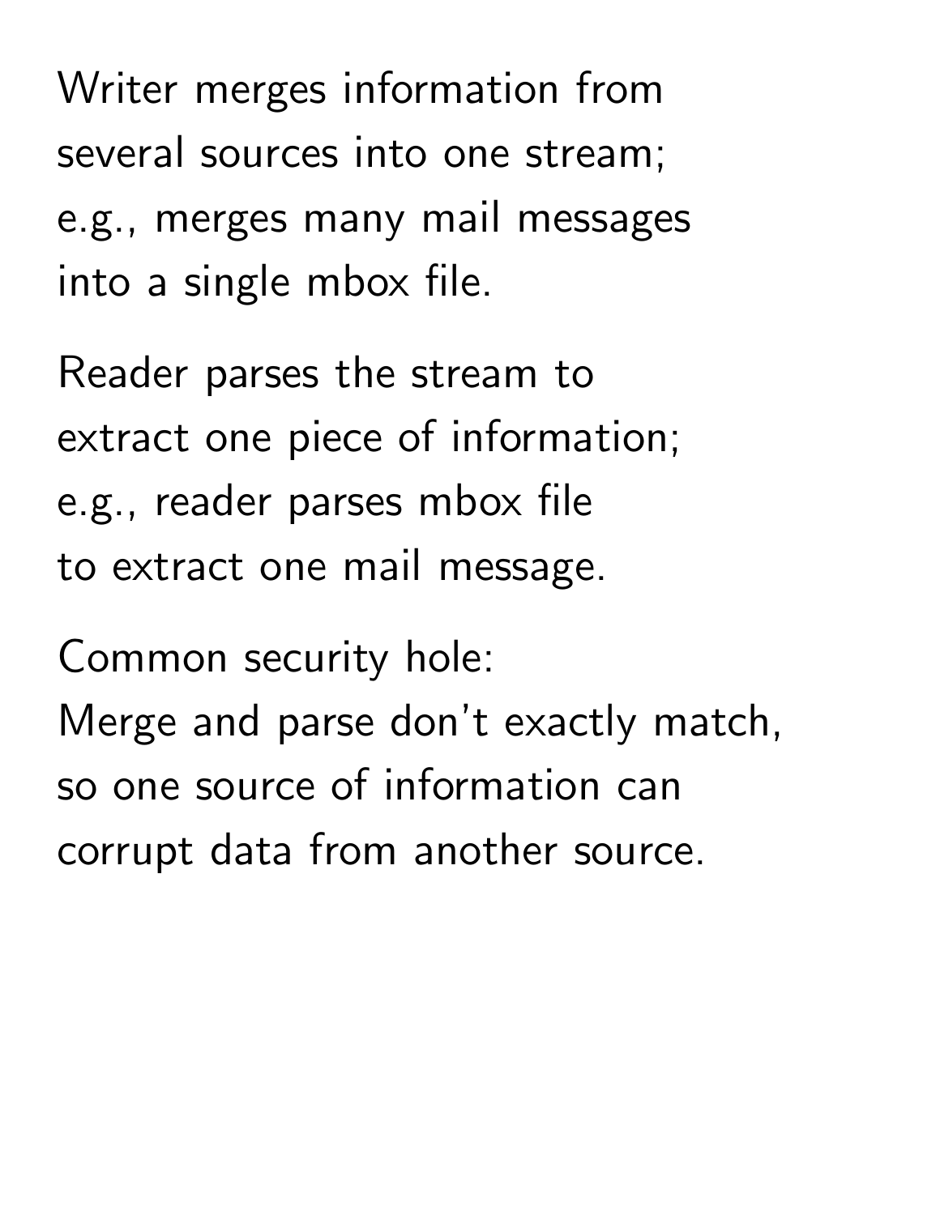Writer merges information from several sources into one stream; e.g., merges many mail messages into a single mbox file.

Reader parses the stream to extract one piece of information; e.g., reader parses mbox file to extract one mail message.

Common security hole:
Merge and parse don't exactly match, so one source of information can corrupt data from another source.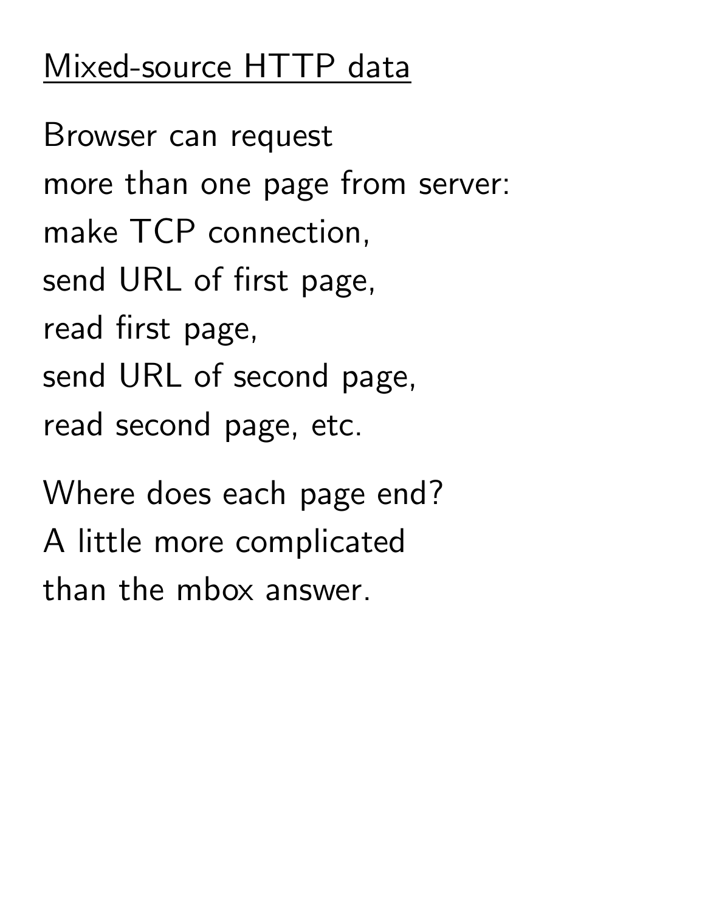## Mixed-source HTTP data

Browser can request
more than one page from server:
make TCP connection,
send URL of first page,
read first page,
send URL of second page,
read second page, etc.

Where does each page end?
A little more complicated
than the mbox answer.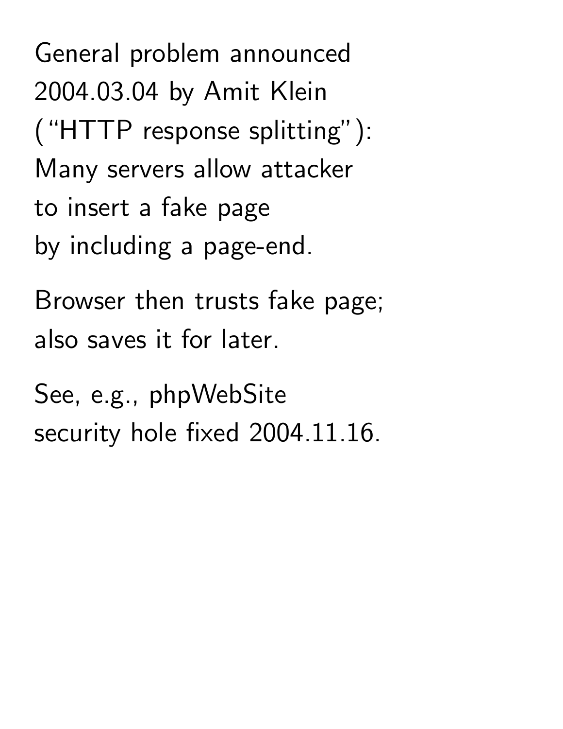General problem announced 2004.03.04 by Amit Klein ("HTTP response splitting"): Many servers allow attacker to insert a fake page by including a page-end.

Browser then trusts fake page; also saves it for later.

See, e.g., phpWebSite security hole fixed 2004.11.16.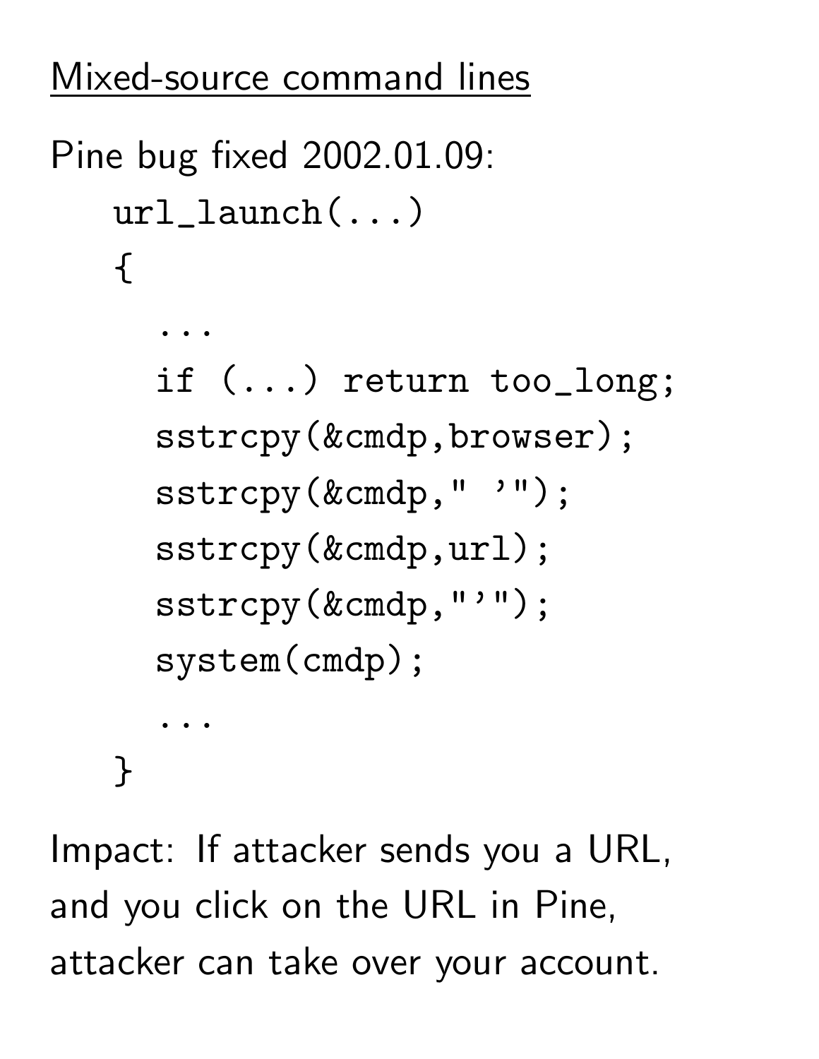## Mixed-source command lines

Pine bug fixed 2002.01.09:

```
url_launch(...)
{
  ...
  if (...) return too_long;
  sstrcpy(&cmdp,browser);
  sstrcpy(&cmdp," '");
  sstrcpy(&cmdp,url);
  sstrcpy(&cmdp,"'");
  system(cmdp);
  ...
}
```

Impact: If attacker sends you a URL, and you click on the URL in Pine, attacker can take over your account.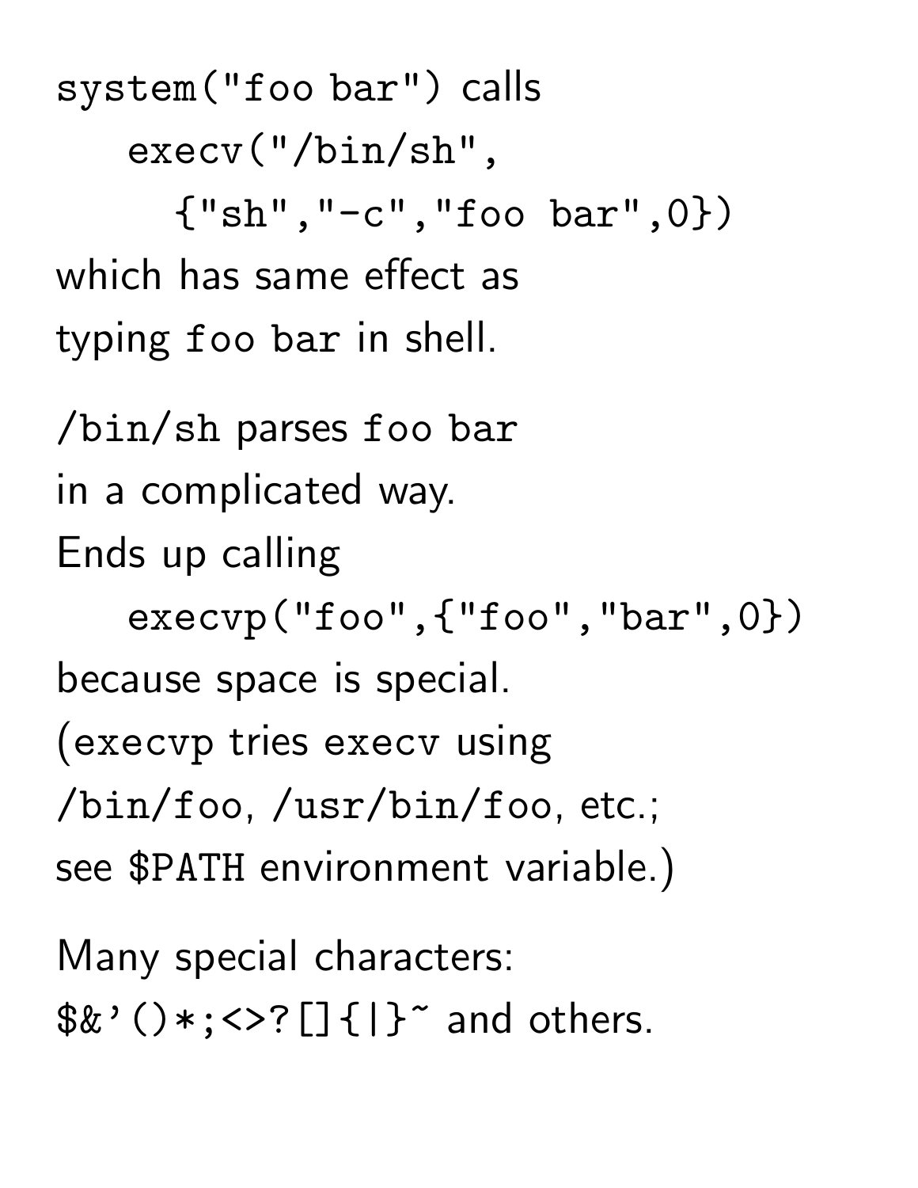`system("foo bar")` calls

```
execv("/bin/sh",
  {"sh","-c","foo bar",0})
```

which has same effect as typing `foo bar` in shell.

`/bin/sh` parses `foo bar` in a complicated way. Ends up calling

```
execvp("foo",{"foo","bar",0})
```

because space is special. (`execvp` tries `execv` using `/bin/foo`, `/usr/bin/foo`, etc.; see `$PATH` environment variable.)

Many special characters: `$&'()*;<>?[]{|}~` and others.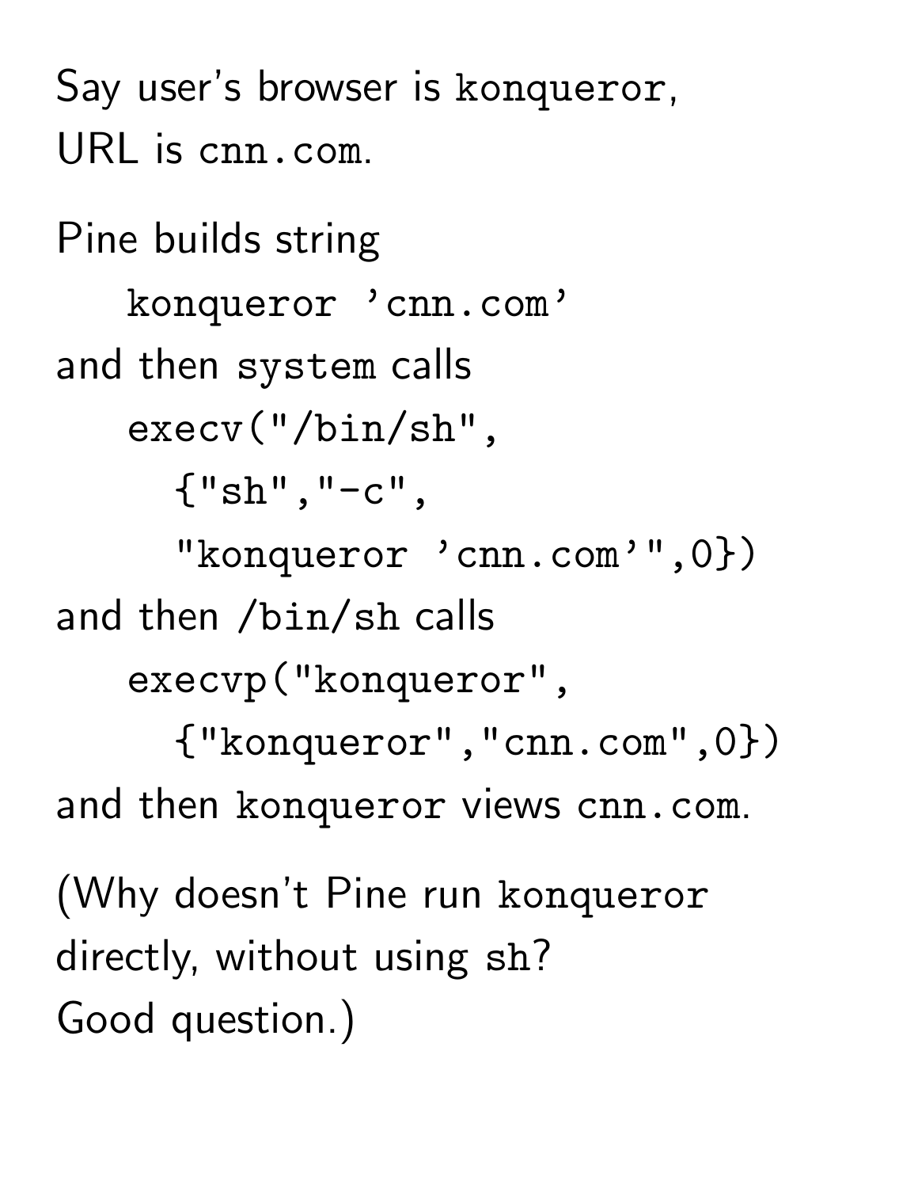Say user's browser is `konqueror`,
URL is `cnn.com`.

Pine builds string

```
konqueror 'cnn.com'
```

and then `system` calls

```
execv("/bin/sh",
  {"sh","-c",
  "konqueror 'cnn.com'",0})
```

and then `/bin/sh` calls

```
execvp("konqueror",
  {"konqueror","cnn.com",0})
```

and then `konqueror` views `cnn.com`.

(Why doesn't Pine run `konqueror` directly, without using `sh`? Good question.)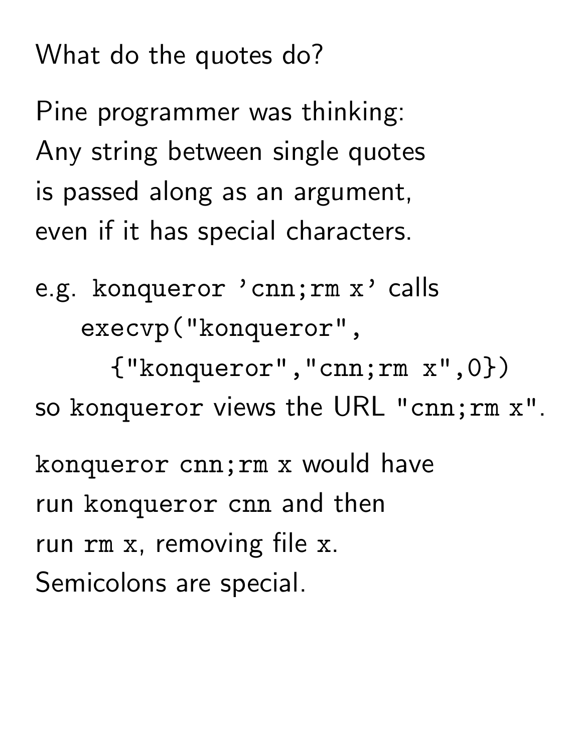What do the quotes do?

Pine programmer was thinking:
Any string between single quotes
is passed along as an argument,
even if it has special characters.

e.g. `konqueror 'cnn;rm x'` calls

```
execvp("konqueror",
  {"konqueror","cnn;rm x",0})
```

so `konqueror` views the URL `"cnn;rm x"`.

`konqueror cnn;rm x` would have
run `konqueror cnn` and then
run `rm x`, removing file `x`.
Semicolons are special.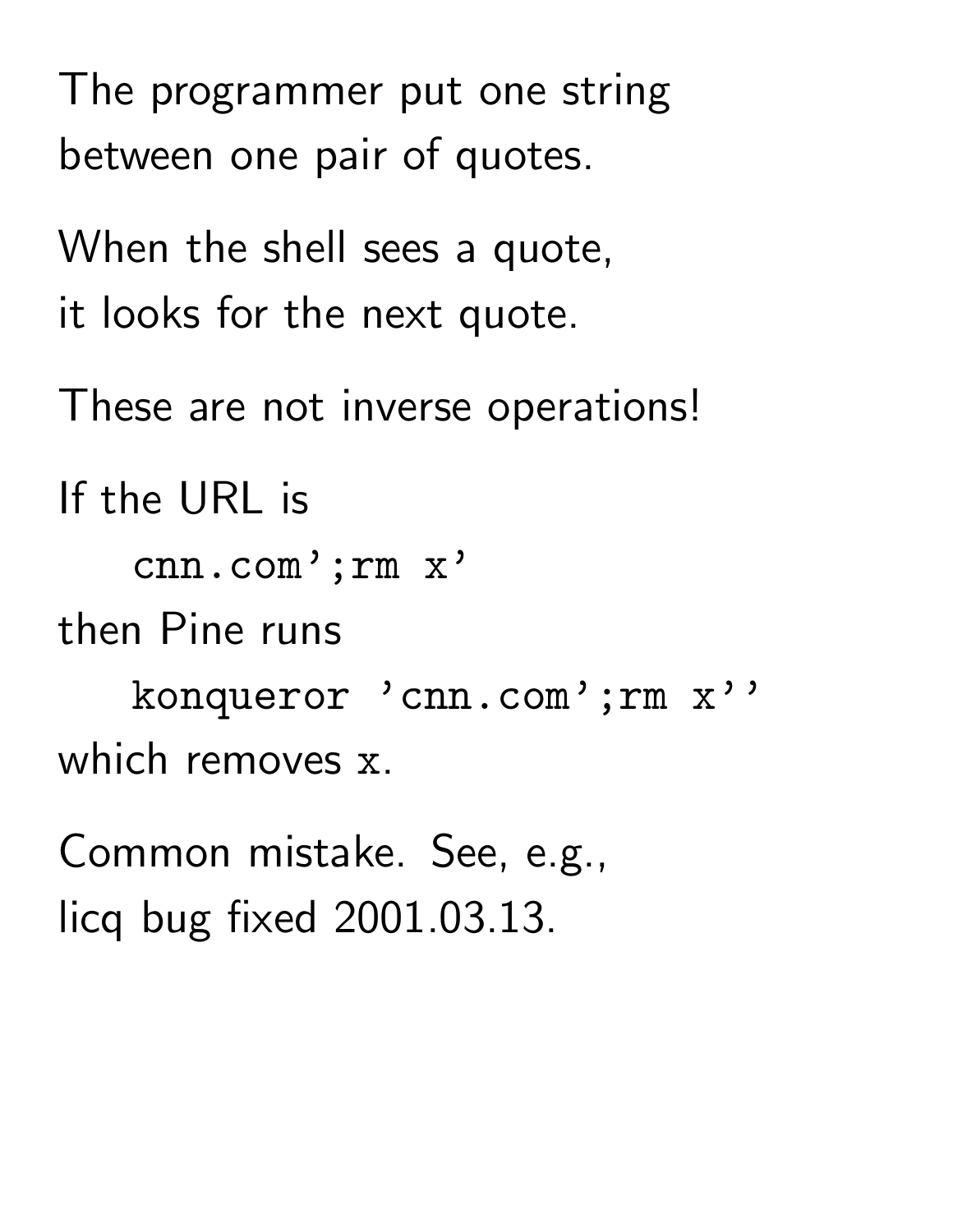The programmer put one string between one pair of quotes.

When the shell sees a quote, it looks for the next quote.

These are not inverse operations!

If the URL is

```
cnn.com';rm x'
```

then Pine runs

```
konqueror 'cnn.com';rm x''
```

which removes `x`.

Common mistake. See, e.g., licq bug fixed 2001.03.13.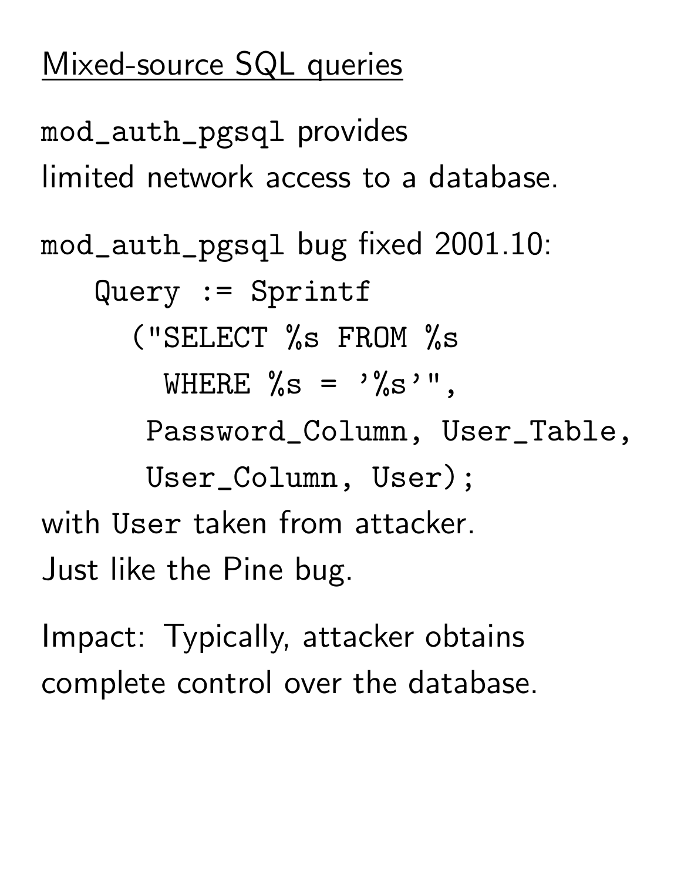# Mixed-source SQL queries

mod_auth_pgsql provides limited network access to a database.

mod_auth_pgsql bug fixed 2001.10:

```
Query := Sprintf
   ("SELECT %s FROM %s
     WHERE %s = '%s'",
    Password_Column, User_Table,
    User_Column, User);
```

with User taken from attacker.
Just like the Pine bug.

Impact: Typically, attacker obtains complete control over the database.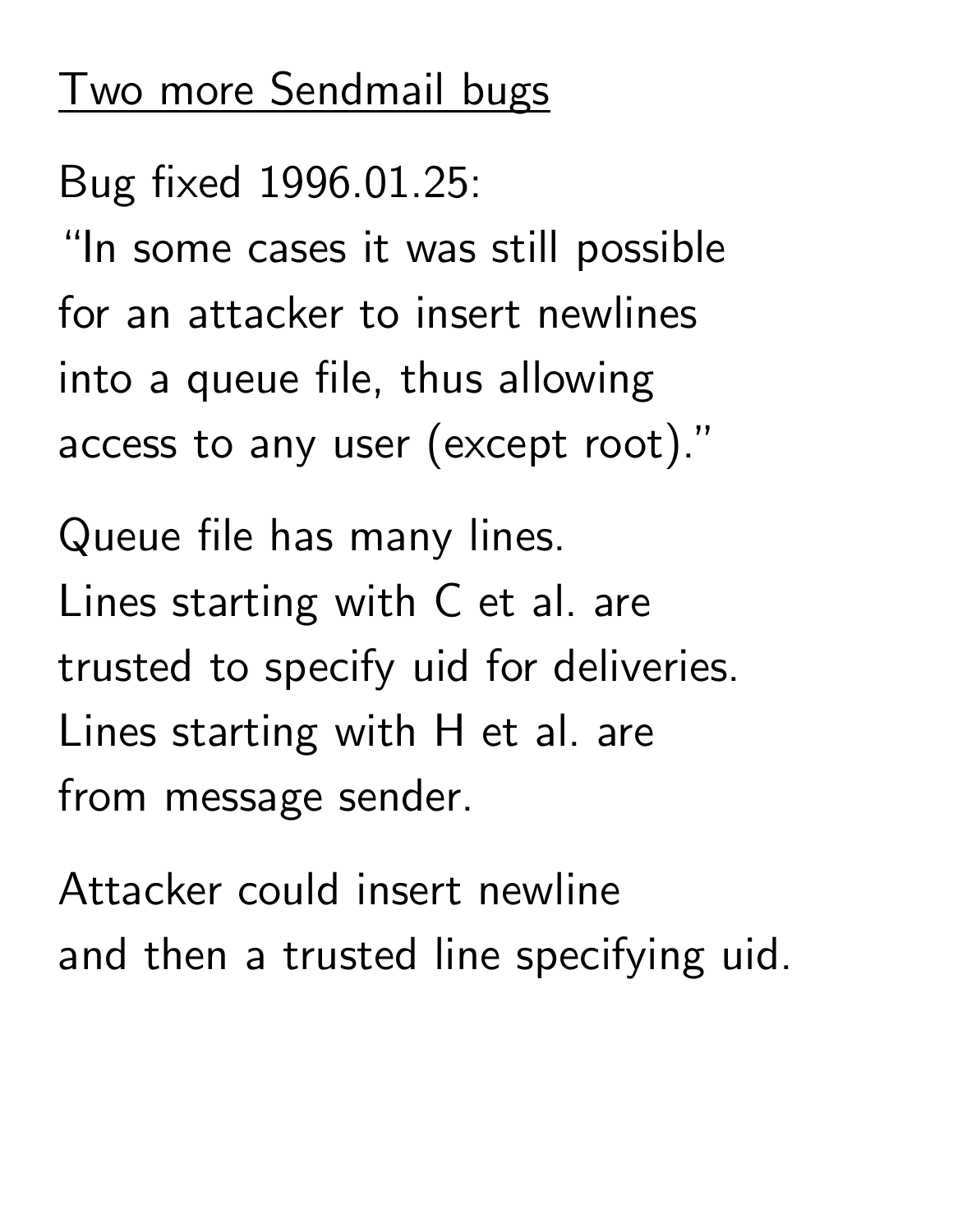## Two more Sendmail bugs

Bug fixed 1996.01.25:
"In some cases it was still possible for an attacker to insert newlines into a queue file, thus allowing access to any user (except root)."

Queue file has many lines.
Lines starting with C et al. are trusted to specify uid for deliveries.
Lines starting with H et al. are from message sender.

Attacker could insert newline and then a trusted line specifying uid.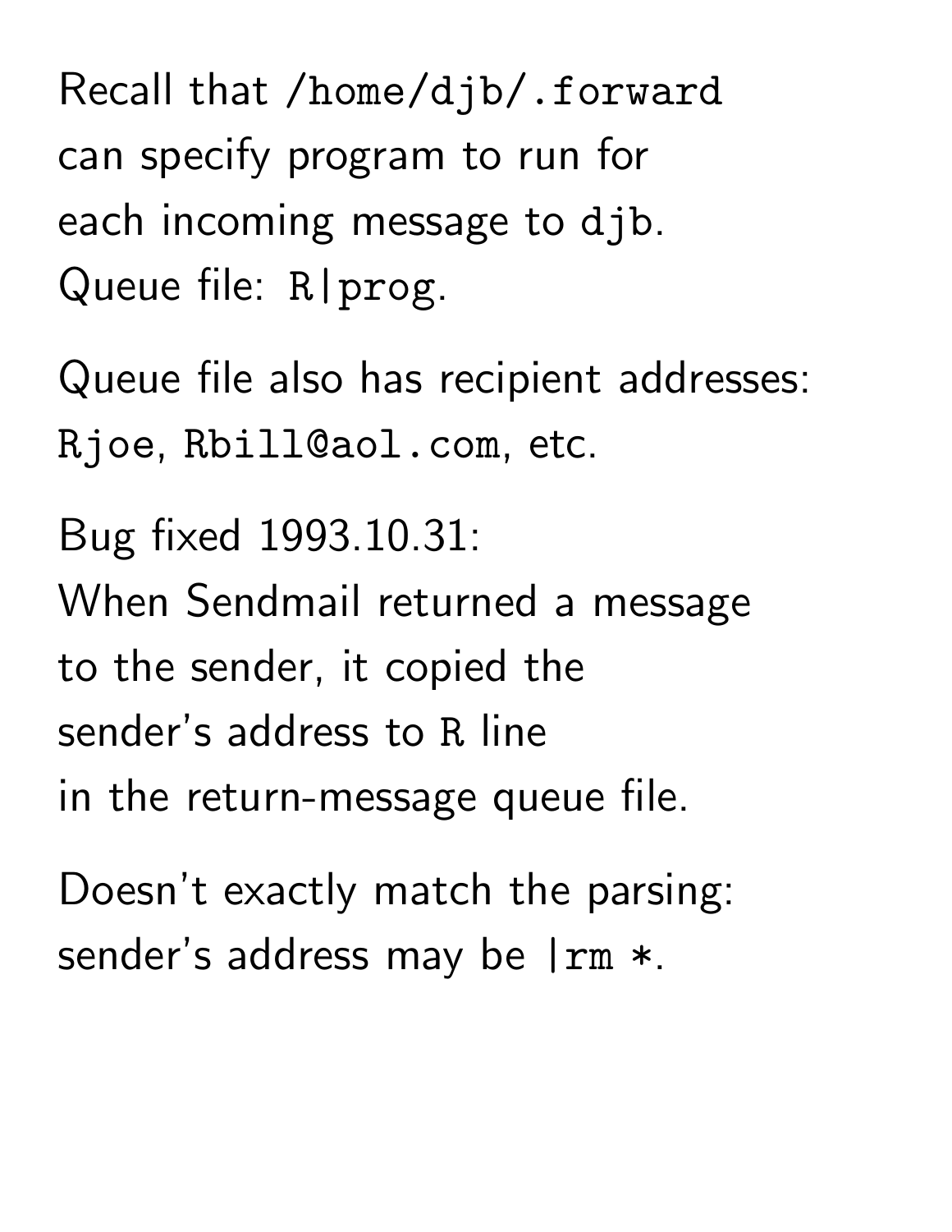Recall that `/home/djb/.forward` can specify program to run for each incoming message to `djb`. Queue file: `R|prog`.

Queue file also has recipient addresses: `Rjoe`, `Rbill@aol.com`, etc.

Bug fixed 1993.10.31: When Sendmail returned a message to the sender, it copied the sender's address to `R` line in the return-message queue file.

Doesn't exactly match the parsing: sender's address may be `|rm *`.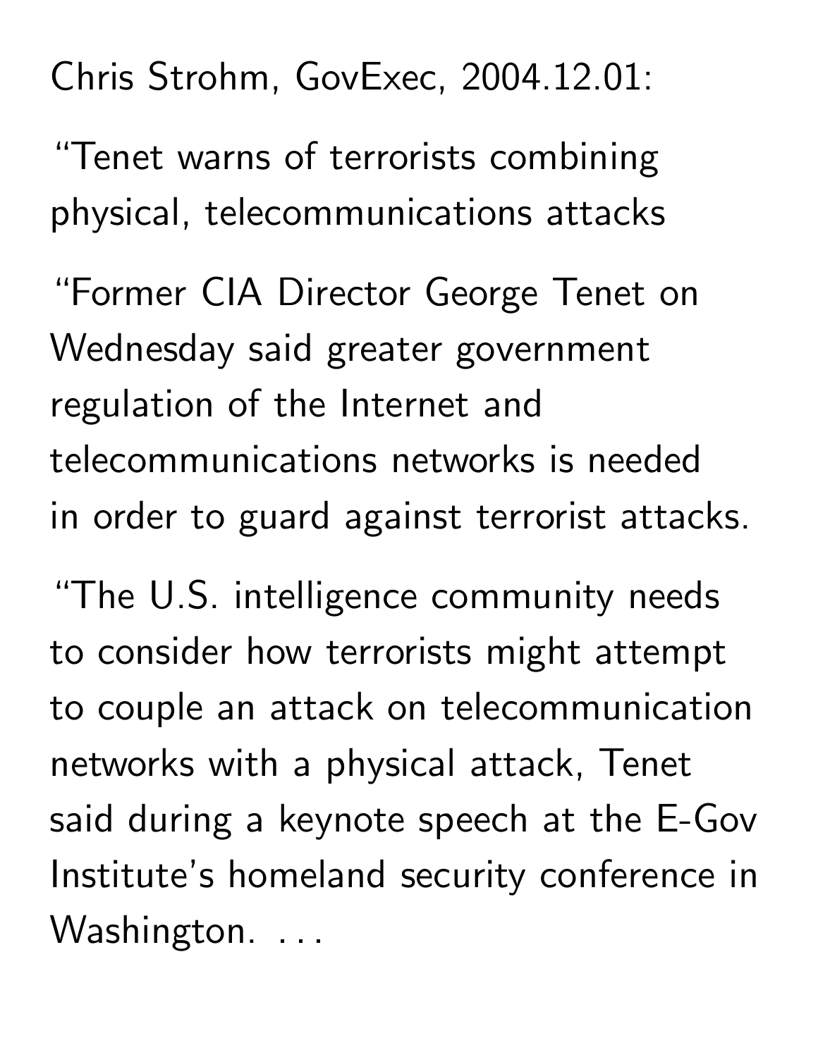Chris Strohm, GovExec, 2004.12.01:

"Tenet warns of terrorists combining physical, telecommunications attacks

"Former CIA Director George Tenet on Wednesday said greater government regulation of the Internet and telecommunications networks is needed in order to guard against terrorist attacks.

"The U.S. intelligence community needs to consider how terrorists might attempt to couple an attack on telecommunication networks with a physical attack, Tenet said during a keynote speech at the E-Gov Institute's homeland security conference in Washington. . . .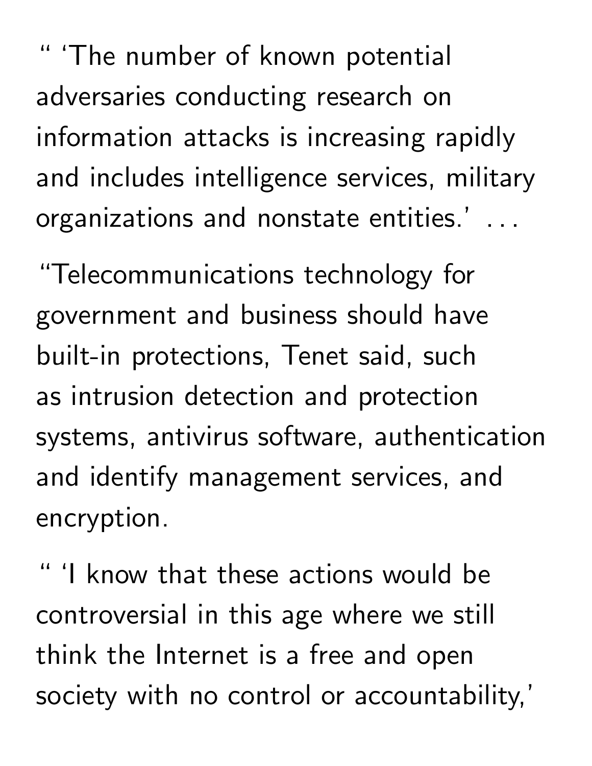“ ‘The number of known potential adversaries conducting research on information attacks is increasing rapidly and includes intelligence services, military organizations and nonstate entities.’ . . .

“Telecommunications technology for government and business should have built-in protections, Tenet said, such as intrusion detection and protection systems, antivirus software, authentication and identify management services, and encryption.

“ ‘I know that these actions would be controversial in this age where we still think the Internet is a free and open society with no control or accountability,’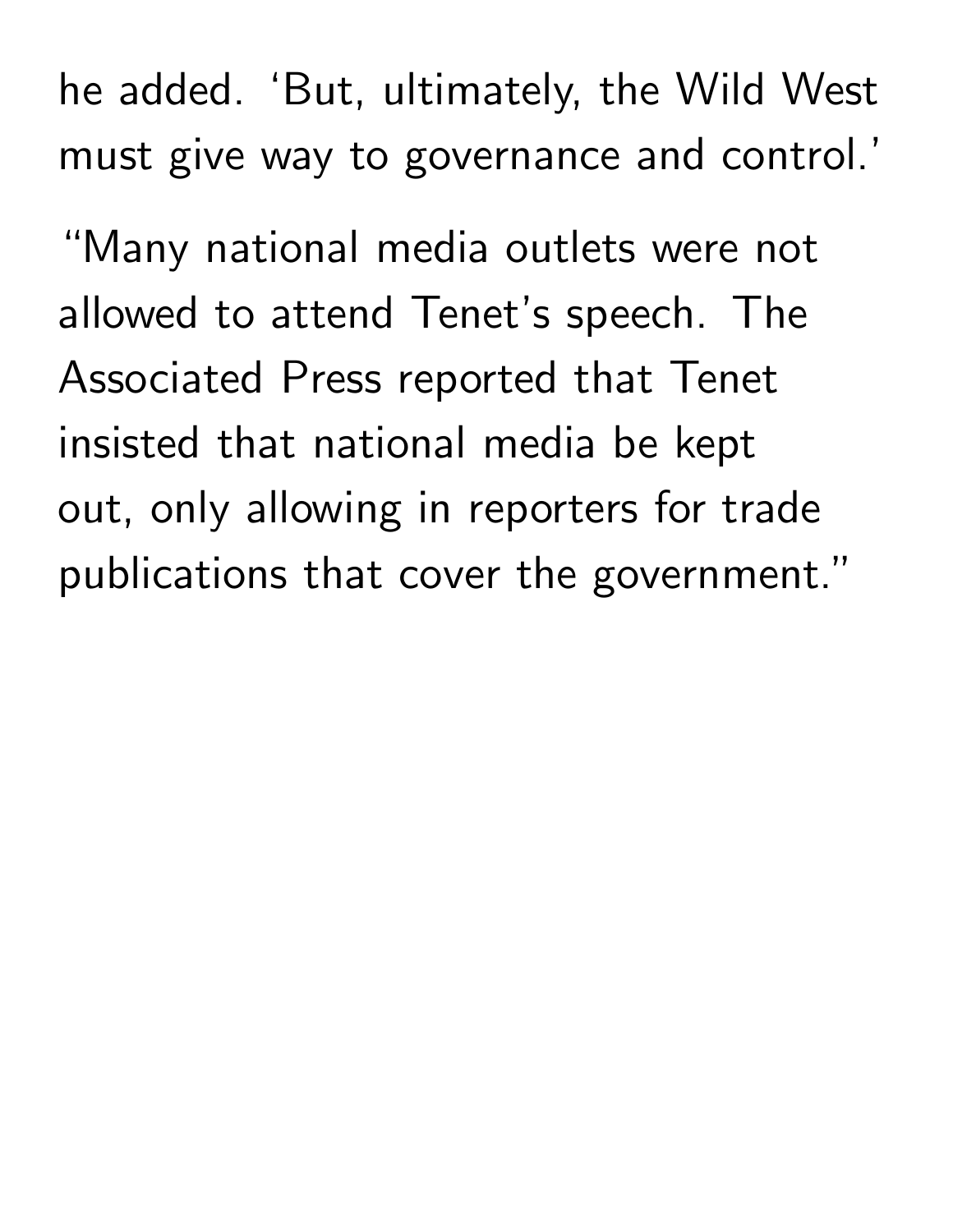he added. 'But, ultimately, the Wild West must give way to governance and control.'

"Many national media outlets were not allowed to attend Tenet's speech. The Associated Press reported that Tenet insisted that national media be kept out, only allowing in reporters for trade publications that cover the government."